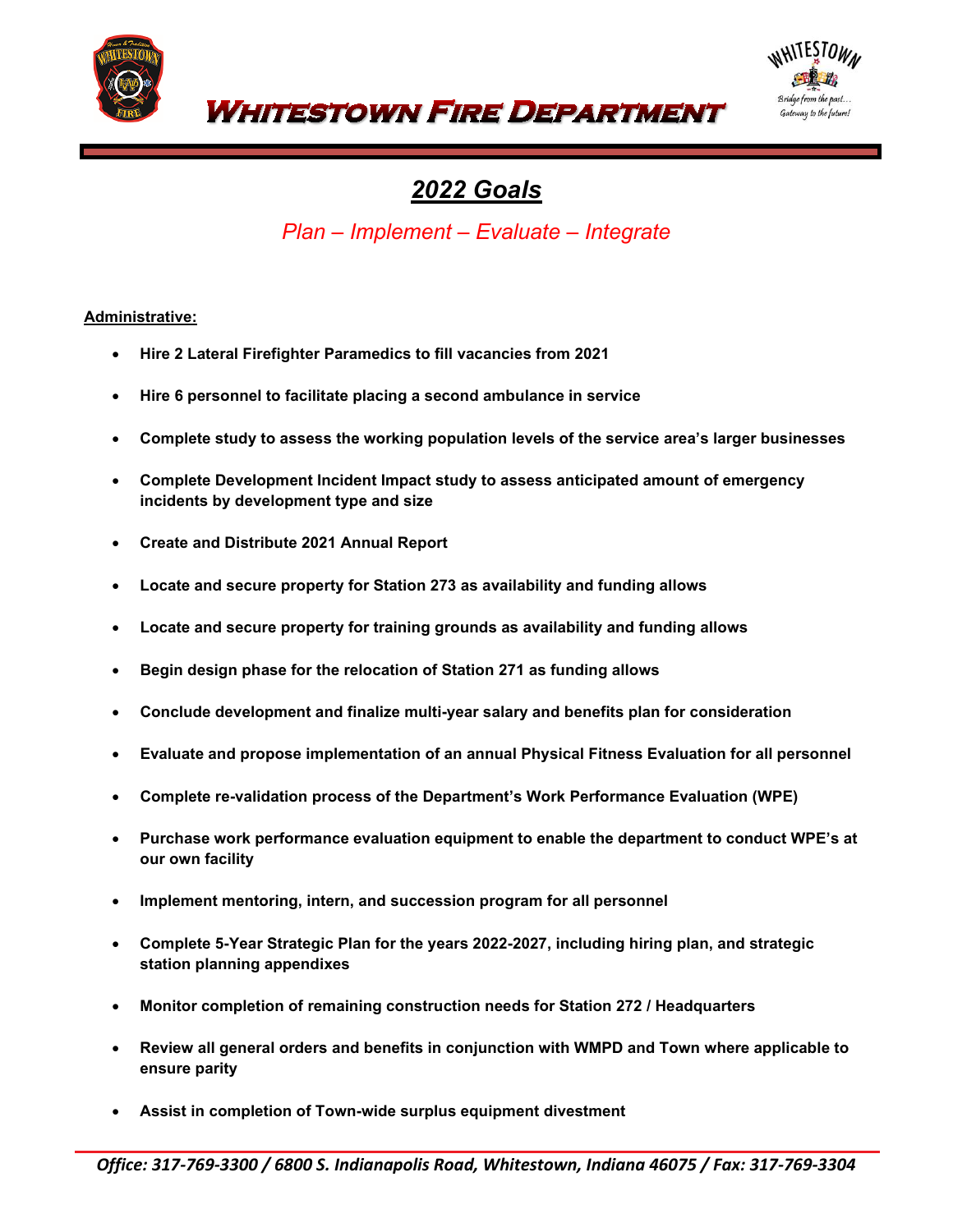# Whitestown Fire Department

## 2022 Goals

*Plan – Implement – Evaluate – Integrate*

**Administrative:**

- **Hire 2 Lateral Firefighter Paramedics to fill vacancies from 2021**
- **Hire 6 personnel to facilitate placing a second ambulance in service**
- **Complete study to assess the working population levels of the service area's larger businesses**
- **Complete Development Incident Impact study to assess anticipated amount of emergency incidents by development type and size**
- **Create and Distribute 2021 Annual Report**
- **Locate and secure property for Station 273 as availability and funding allows**
- **Locate and secure property for training grounds as availability and funding allows**
- **Begin design phase for the relocation of Station 271 as funding allows**
- **Conclude development and finalize multi-year salary and benefits plan for consideration**
- **Evaluate and propose implementation of an annual Physical Fitness Evaluation for all personnel**
- **Complete re-validation process of the Department's Work Performance Evaluation (WPE)**
- **Purchase work performance evaluation equipment to enable the department to conduct WPE's at our own facility**
- **Implement mentoring, intern, and succession program for all personnel**
- **Complete 5-Year Strategic Plan for the years 2022-2027, including hiring plan, and strategic station planning appendixes**
- **Monitor completion of remaining construction needs for Station 272 / Headquarters**
- **Review all general orders and benefits in conjunction with WMPD and Town where applicable to ensure parity**
- **Assist in completion of Town-wide surplus equipment divestment**

*Office: 317-769-3300 / 6800 S. Indianapolis Road, Whitestown, Indiana 46075 / Fax: 317-769-3304*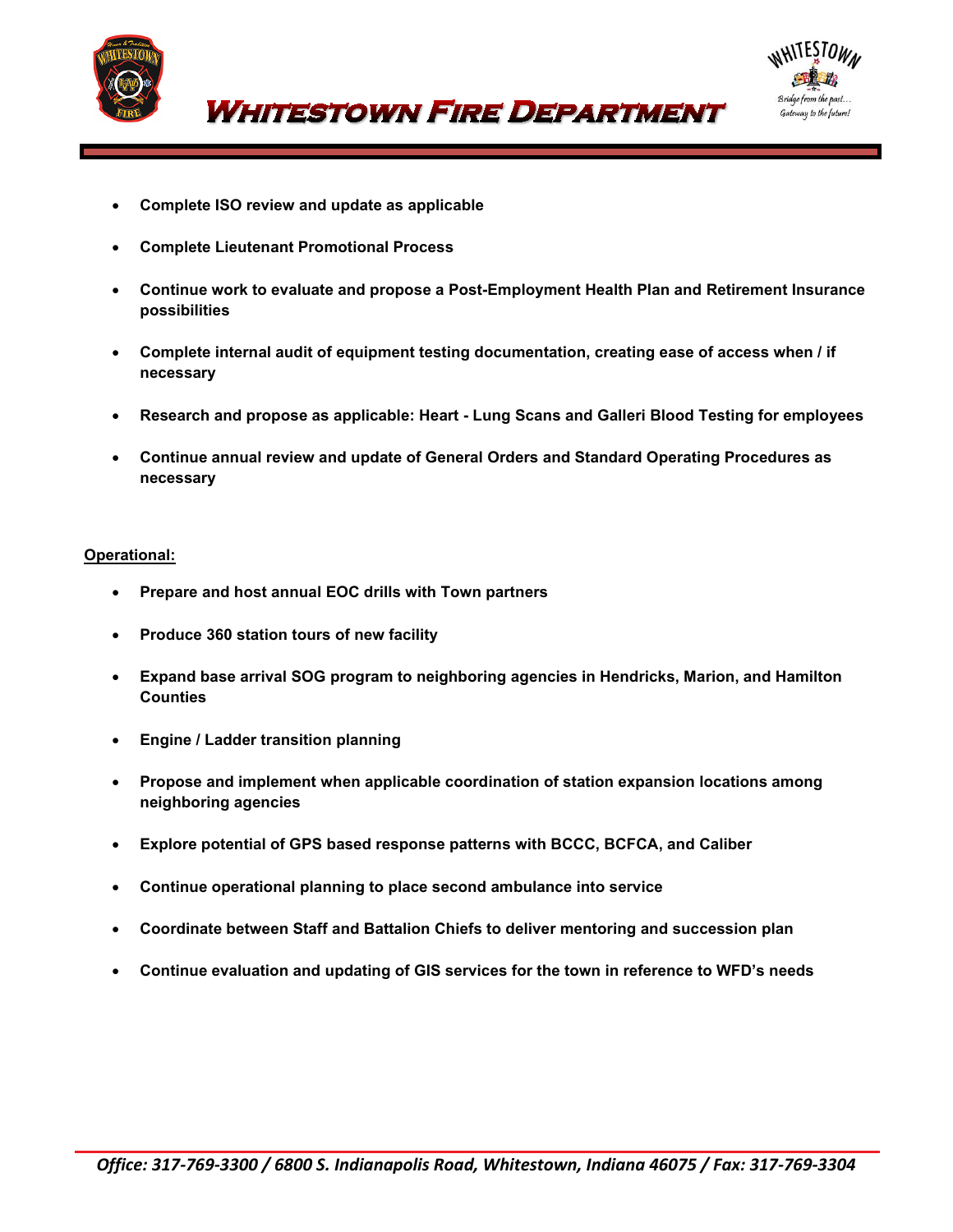- **Complete ISO review and update as applicable**
- **Complete Lieutenant Promotional Process**
- **Continue work to evaluate and propose a Post-Employment Health Plan and Retirement Insurance possibilities**
- **Complete internal audit of equipment testing documentation, creating ease of access when / if necessary**
- **Research and propose as applicable: Heart - Lung Scans and Galleri Blood Testing for employees**
- **Continue annual review and update of General Orders and Standard Operating Procedures as necessary**

**Operational:**

- **Prepare and host annual EOC drills with Town partners**
- **Produce 360 station tours of new facility**
- **Expand base arrival SOG program to neighboring agencies in Hendricks, Marion, and Hamilton Counties**
- **Engine / Ladder transition planning**
- **Propose and implement when applicable coordination of station expansion locations among neighboring agencies**
- **Explore potential of GPS based response patterns with BCCC, BCFCA, and Caliber**
- **Continue operational planning to place second ambulance into service**
- **Coordinate between Staff and Battalion Chiefs to deliver mentoring and succession plan**
- **Continue evaluation and updating of GIS services for the town in reference to WFD's needs**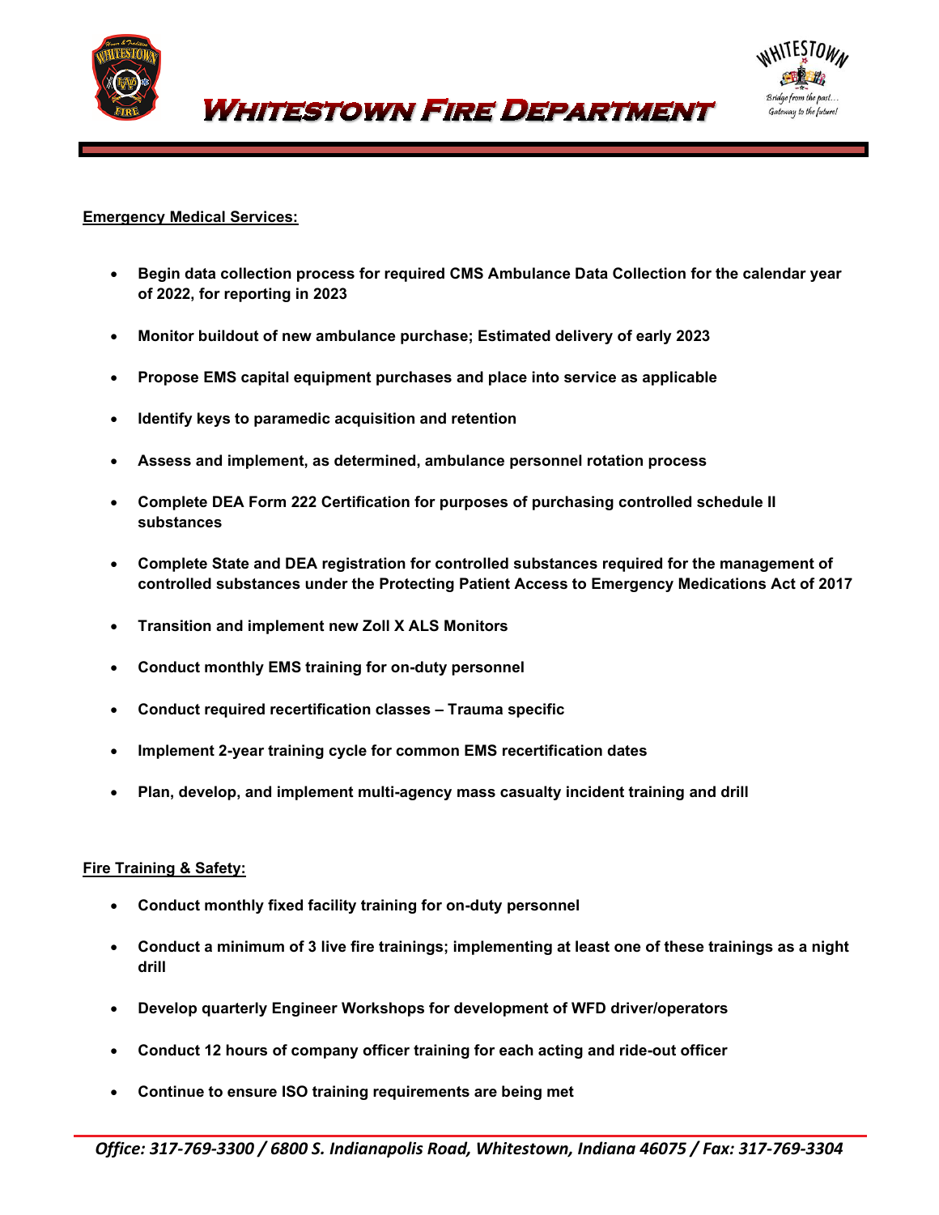**Emergency Medical Services:**

- **Begin data collection process for required CMS Ambulance Data Collection for the calendar year of 2022, for reporting in 2023**
- **Monitor buildout of new ambulance purchase; Estimated delivery of early 2023**
- **Propose EMS capital equipment purchases and place into service as applicable**
- **Identify keys to paramedic acquisition and retention**
- **Assess and implement, as determined, ambulance personnel rotation process**
- **Complete DEA Form 222 Certification for purposes of purchasing controlled schedule II substances**
- **Complete State and DEA registration for controlled substances required for the management of controlled substances under the Protecting Patient Access to Emergency Medications Act of 2017**
- **Transition and implement new Zoll X ALS Monitors**
- **Conduct monthly EMS training for on-duty personnel**
- **Conduct required recertification classes – Trauma specific**
- **Implement 2-year training cycle for common EMS recertification dates**
- **Plan, develop, and implement multi-agency mass casualty incident training and drill**

**Fire Training & Safety:**

- **Conduct monthly fixed facility training for on-duty personnel**
- **Conduct a minimum of 3 live fire trainings; implementing at least one of these trainings as a night drill**
- **Develop quarterly Engineer Workshops for development of WFD driver/operators**
- **Conduct 12 hours of company officer training for each acting and ride-out officer**
- **Continue to ensure ISO training requirements are being met**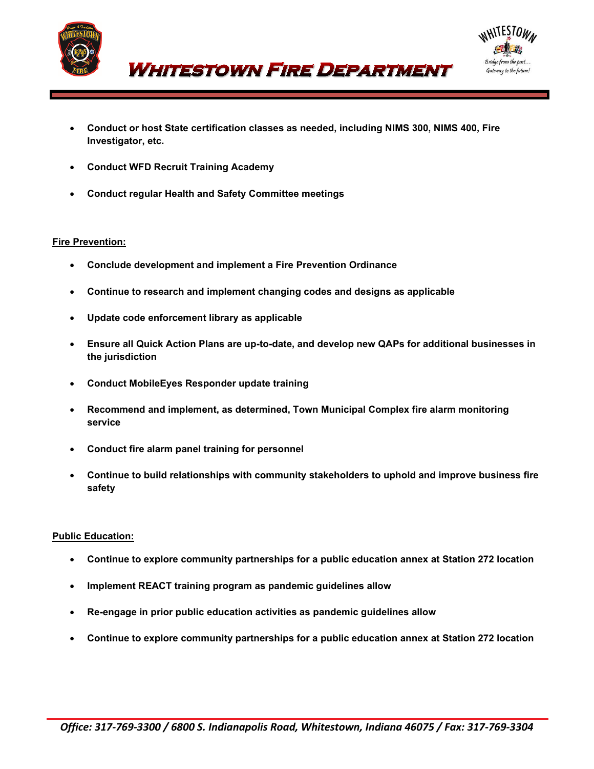- **Conduct or host State certification classes as needed, including NIMS 300, NIMS 400, Fire Investigator, etc.**
- **Conduct WFD Recruit Training Academy**
- **Conduct regular Health and Safety Committee meetings**

**Fire Prevention:**

- **Conclude development and implement a Fire Prevention Ordinance**
- **Continue to research and implement changing codes and designs as applicable**
- **Update code enforcement library as applicable**
- **Ensure all Quick Action Plans are up-to-date, and develop new QAPs for additional businesses in the jurisdiction**
- **Conduct MobileEyes Responder update training**
- **Recommend and implement, as determined, Town Municipal Complex fire alarm monitoring service**
- **Conduct fire alarm panel training for personnel**
- **Continue to build relationships with community stakeholders to uphold and improve business fire safety**

**Public Education:**

- **Continue to explore community partnerships for a public education annex at Station 272 location**
- **Implement REACT training program as pandemic guidelines allow**
- **Re-engage in prior public education activities as pandemic guidelines allow**
- **Continue to explore community partnerships for a public education annex at Station 272 location**